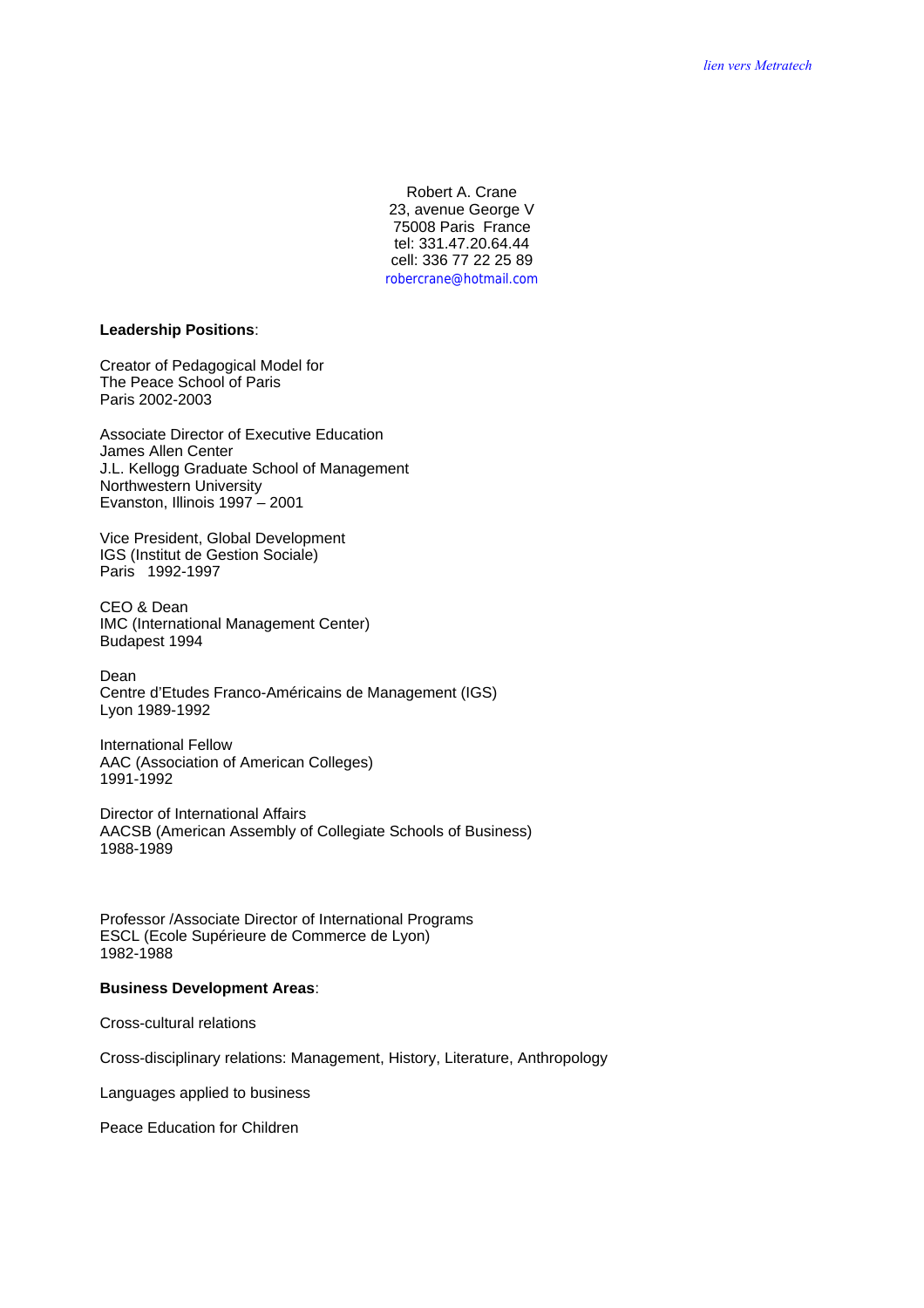*lien vers Metratech*

Robert A. Crane
23, avenue George V
75008 Paris France
tel: 331.47.20.64.44
cell: 336 77 22 25 89
robercrane@hotmail.com

**Leadership Positions**:

Creator of Pedagogical Model for
The Peace School of Paris
Paris 2002-2003

Associate Director of Executive Education
James Allen Center
J.L. Kellogg Graduate School of Management
Northwestern University
Evanston, Illinois 1997 – 2001

Vice President, Global Development
IGS (Institut de Gestion Sociale)
Paris 1992-1997

CEO & Dean
IMC (International Management Center)
Budapest 1994

Dean
Centre d'Etudes Franco-Américains de Management (IGS)
Lyon 1989-1992

International Fellow
AAC (Association of American Colleges)
1991-1992

Director of International Affairs
AACSB (American Assembly of Collegiate Schools of Business)
1988-1989

Professor /Associate Director of International Programs
ESCL (Ecole Supérieure de Commerce de Lyon)
1982-1988

**Business Development Areas**:

Cross-cultural relations

Cross-disciplinary relations: Management, History, Literature, Anthropology

Languages applied to business

Peace Education for Children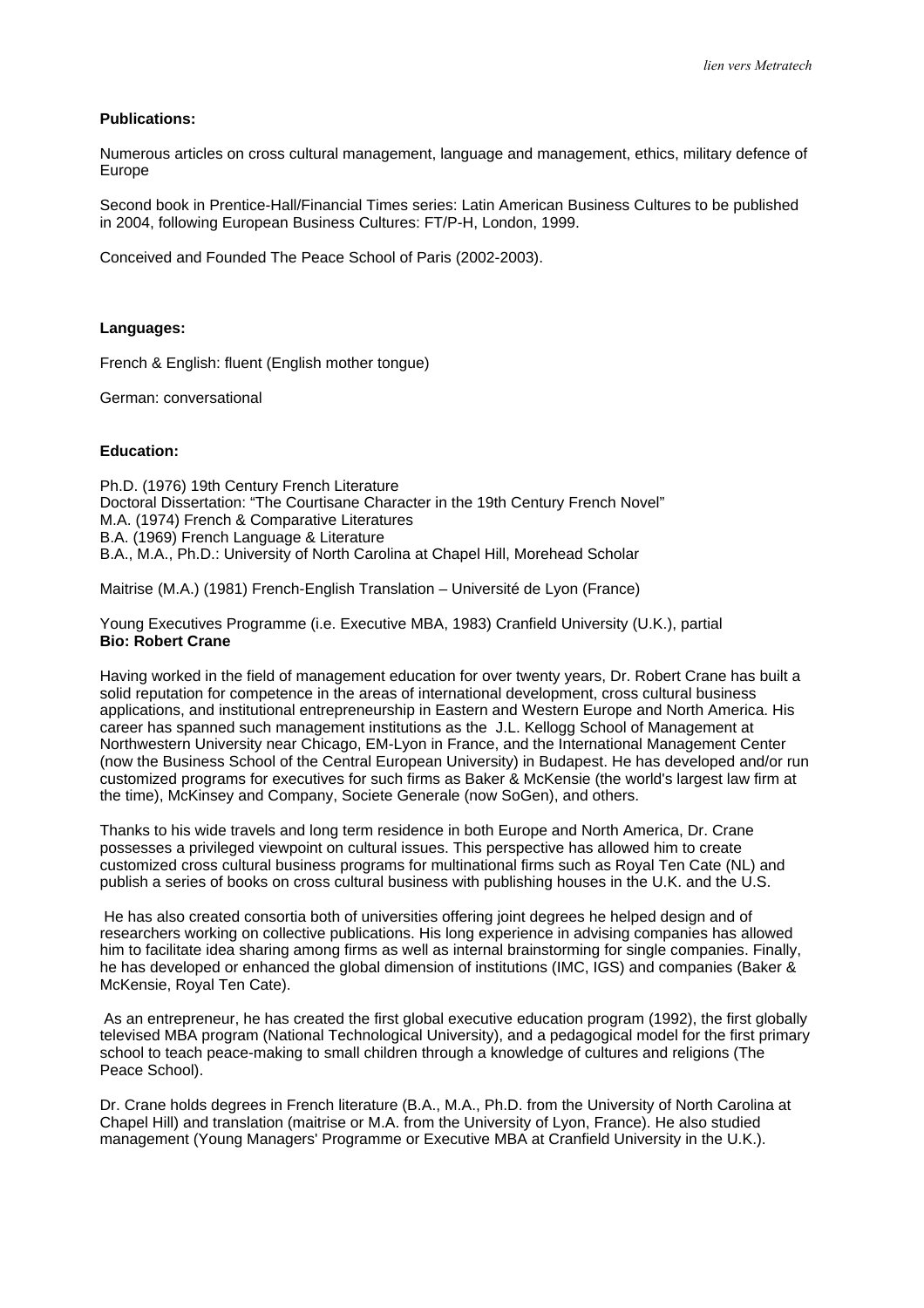*lien vers Metratech*

**Publications:**

Numerous articles on cross cultural management, language and management, ethics, military defence of Europe

Second book in Prentice-Hall/Financial Times series: Latin American Business Cultures to be published in 2004, following European Business Cultures: FT/P-H, London, 1999.

Conceived and Founded The Peace School of Paris (2002-2003).

**Languages:**

French & English: fluent (English mother tongue)

German: conversational

**Education:**

Ph.D. (1976) 19th Century French Literature
Doctoral Dissertation: "The Courtisane Character in the 19th Century French Novel"
M.A. (1974) French & Comparative Literatures
B.A. (1969) French Language & Literature
B.A., M.A., Ph.D.: University of North Carolina at Chapel Hill, Morehead Scholar

Maitrise (M.A.) (1981) French-English Translation – Université de Lyon (France)

Young Executives Programme (i.e. Executive MBA, 1983) Cranfield University (U.K.), partial

**Bio: Robert Crane**

Having worked in the field of management education for over twenty years, Dr. Robert Crane has built a solid reputation for competence in the areas of international development, cross cultural business applications, and institutional entrepreneurship in Eastern and Western Europe and North America. His career has spanned such management institutions as the J.L. Kellogg School of Management at Northwestern University near Chicago, EM-Lyon in France, and the International Management Center (now the Business School of the Central European University) in Budapest. He has developed and/or run customized programs for executives for such firms as Baker & McKensie (the world's largest law firm at the time), McKinsey and Company, Societe Generale (now SoGen), and others.

Thanks to his wide travels and long term residence in both Europe and North America, Dr. Crane possesses a privileged viewpoint on cultural issues. This perspective has allowed him to create customized cross cultural business programs for multinational firms such as Royal Ten Cate (NL) and publish a series of books on cross cultural business with publishing houses in the U.K. and the U.S.

He has also created consortia both of universities offering joint degrees he helped design and of researchers working on collective publications. His long experience in advising companies has allowed him to facilitate idea sharing among firms as well as internal brainstorming for single companies. Finally, he has developed or enhanced the global dimension of institutions (IMC, IGS) and companies (Baker & McKensie, Royal Ten Cate).

As an entrepreneur, he has created the first global executive education program (1992), the first globally televised MBA program (National Technological University), and a pedagogical model for the first primary school to teach peace-making to small children through a knowledge of cultures and religions (The Peace School).

Dr. Crane holds degrees in French literature (B.A., M.A., Ph.D. from the University of North Carolina at Chapel Hill) and translation (maitrise or M.A. from the University of Lyon, France). He also studied management (Young Managers' Programme or Executive MBA at Cranfield University in the U.K.).